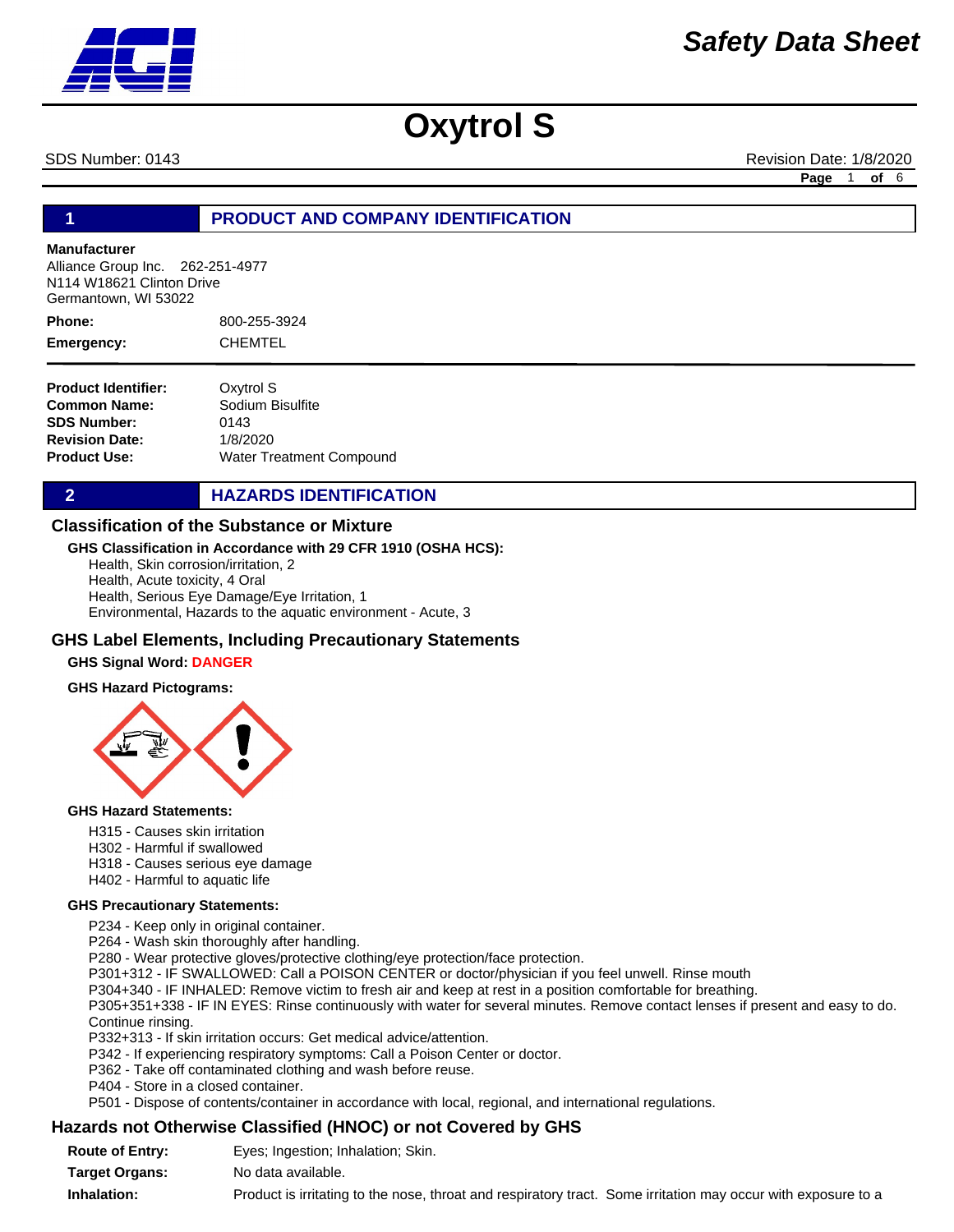# Safety Data Sheet

# Oxytrol S

SDS Number: 0143 Revision Date: 1/8/2020

## 1 PRODUCT AND COMPANY IDENTIFICATION

**Manufacturer**
Alliance Group Inc. 262-251-4977
N114 W18621 Clinton Drive
Germantown, WI 53022

**Phone:** 800-255-3924
**Emergency:** CHEMTEL

**Product Identifier:** Oxytrol S
**Common Name:** Sodium Bisulfite
**SDS Number:** 0143
**Revision Date:** 1/8/2020
**Product Use:** Water Treatment Compound

## 2 HAZARDS IDENTIFICATION

### Classification of the Substance or Mixture

**GHS Classification in Accordance with 29 CFR 1910 (OSHA HCS):**

Health, Skin corrosion/irritation, 2
Health, Acute toxicity, 4 Oral
Health, Serious Eye Damage/Eye Irritation, 1
Environmental, Hazards to the aquatic environment - Acute, 3

### GHS Label Elements, Including Precautionary Statements

**GHS Signal Word:** DANGER

**GHS Hazard Pictograms:**

**GHS Hazard Statements:**

H315 - Causes skin irritation
H302 - Harmful if swallowed
H318 - Causes serious eye damage
H402 - Harmful to aquatic life

**GHS Precautionary Statements:**

P234 - Keep only in original container.
P264 - Wash skin thoroughly after handling.
P280 - Wear protective gloves/protective clothing/eye protection/face protection.
P301+312 - IF SWALLOWED: Call a POISON CENTER or doctor/physician if you feel unwell. Rinse mouth
P304+340 - IF INHALED: Remove victim to fresh air and keep at rest in a position comfortable for breathing.
P305+351+338 - IF IN EYES: Rinse continuously with water for several minutes. Remove contact lenses if present and easy to do. Continue rinsing.
P332+313 - If skin irritation occurs: Get medical advice/attention.
P342 - If experiencing respiratory symptoms: Call a Poison Center or doctor.
P362 - Take off contaminated clothing and wash before reuse.
P404 - Store in a closed container.
P501 - Dispose of contents/container in accordance with local, regional, and international regulations.

### Hazards not Otherwise Classified (HNOC) or not Covered by GHS

**Route of Entry:** Eyes; Ingestion; Inhalation; Skin.

**Target Organs:** No data available.

**Inhalation:** Product is irritating to the nose, throat and respiratory tract. Some irritation may occur with exposure to a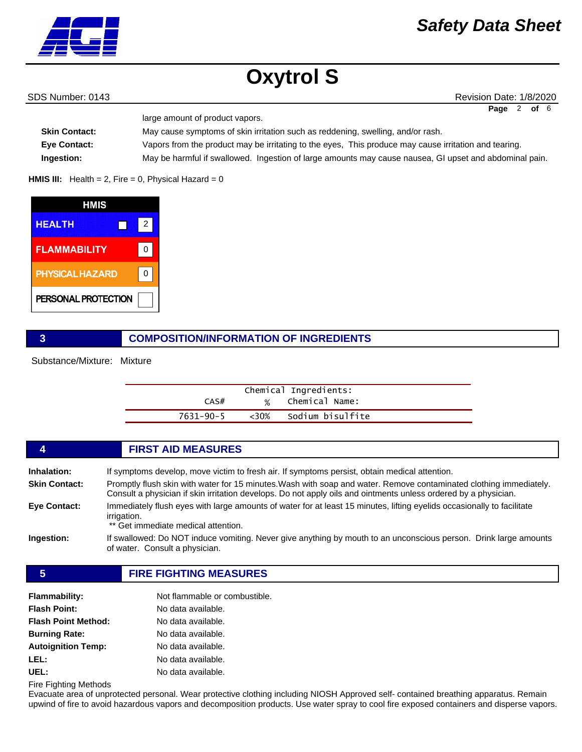large amount of product vapors.

**Skin Contact:** May cause symptoms of skin irritation such as reddening, swelling, and/or rash.

**Eye Contact:** Vapors from the product may be irritating to the eyes, This produce may cause irritation and tearing.

**Ingestion:** May be harmful if swallowed. Ingestion of large amounts may cause nausea, GI upset and abdominal pain.

**HMIS III:** Health = 2, Fire = 0, Physical Hazard = 0

| HMIS | |
|---|---|
| HEALTH | 2 |
| FLAMMABILITY | 0 |
| PHYSICAL HAZARD | 0 |
| PERSONAL PROTECTION | |

## 3 COMPOSITION/INFORMATION OF INGREDIENTS

Substance/Mixture: Mixture

| CAS# | % | Chemical Name: |
|---|---|---|
| 7631-90-5 | <30% | Sodium bisulfite |

## 4 FIRST AID MEASURES

**Inhalation:** If symptoms develop, move victim to fresh air. If symptoms persist, obtain medical attention.

**Skin Contact:** Promptly flush skin with water for 15 minutes.Wash with soap and water. Remove contaminated clothing immediately. Consult a physician if skin irritation develops. Do not apply oils and ointments unless ordered by a physician.

**Eye Contact:** Immediately flush eyes with large amounts of water for at least 15 minutes, lifting eyelids occasionally to facilitate irrigation.
** Get immediate medical attention.

**Ingestion:** If swallowed: Do NOT induce vomiting. Never give anything by mouth to an unconscious person. Drink large amounts of water. Consult a physician.

## 5 FIRE FIGHTING MEASURES

**Flammability:** Not flammable or combustible.

**Flash Point:** No data available.

**Flash Point Method:** No data available.

**Burning Rate:** No data available.

**Autoignition Temp:** No data available.

**LEL:** No data available.

**UEL:** No data available.

Fire Fighting Methods

Evacuate area of unprotected personal. Wear protective clothing including NIOSH Approved self- contained breathing apparatus. Remain upwind of fire to avoid hazardous vapors and decomposition products. Use water spray to cool fire exposed containers and disperse vapors.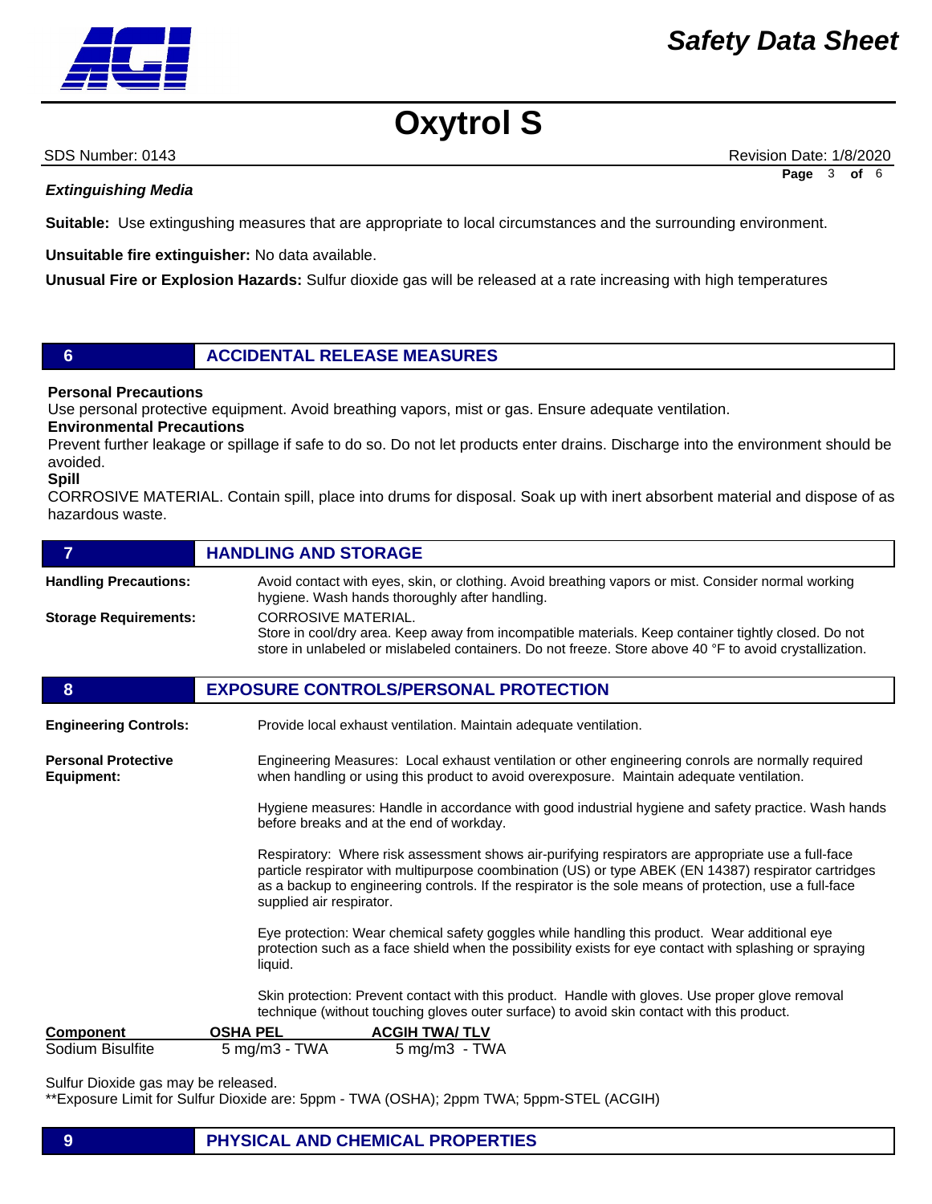### Extinguishing Media

**Suitable:** Use extingushing measures that are appropriate to local circumstances and the surrounding environment.

**Unsuitable fire extinguisher:** No data available.

**Unusual Fire or Explosion Hazards:** Sulfur dioxide gas will be released at a rate increasing with high temperatures

## 6 ACCIDENTAL RELEASE MEASURES

**Personal Precautions**

Use personal protective equipment. Avoid breathing vapors, mist or gas. Ensure adequate ventilation.

**Environmental Precautions**

Prevent further leakage or spillage if safe to do so. Do not let products enter drains. Discharge into the environment should be avoided.

**Spill**

CORROSIVE MATERIAL. Contain spill, place into drums for disposal. Soak up with inert absorbent material and dispose of as hazardous waste.

## 7 HANDLING AND STORAGE

**Handling Precautions:** Avoid contact with eyes, skin, or clothing. Avoid breathing vapors or mist. Consider normal working hygiene. Wash hands thoroughly after handling.

**Storage Requirements:** CORROSIVE MATERIAL.
Store in cool/dry area. Keep away from incompatible materials. Keep container tightly closed. Do not store in unlabeled or mislabeled containers. Do not freeze. Store above 40 °F to avoid crystallization.

## 8 EXPOSURE CONTROLS/PERSONAL PROTECTION

**Engineering Controls:** Provide local exhaust ventilation. Maintain adequate ventilation.

**Personal Protective Equipment:** Engineering Measures: Local exhaust ventilation or other engineering conrols are normally required when handling or using this product to avoid overexposure. Maintain adequate ventilation.

Hygiene measures: Handle in accordance with good industrial hygiene and safety practice. Wash hands before breaks and at the end of workday.

Respiratory: Where risk assessment shows air-purifying respirators are appropriate use a full-face particle respirator with multipurpose coombination (US) or type ABEK (EN 14387) respirator cartridges as a backup to engineering controls. If the respirator is the sole means of protection, use a full-face supplied air respirator.

Eye protection: Wear chemical safety goggles while handling this product. Wear additional eye protection such as a face shield when the possibility exists for eye contact with splashing or spraying liquid.

Skin protection: Prevent contact with this product. Handle with gloves. Use proper glove removal technique (without touching gloves outer surface) to avoid skin contact with this product.

| Component | OSHA PEL | ACGIH TWA/ TLV |
|---|---|---|
| Sodium Bisulfite | 5 mg/m3 - TWA | 5 mg/m3 - TWA |

Sulfur Dioxide gas may be released.
**Exposure Limit for Sulfur Dioxide are: 5ppm - TWA (OSHA); 2ppm TWA; 5ppm-STEL (ACGIH)

## 9 PHYSICAL AND CHEMICAL PROPERTIES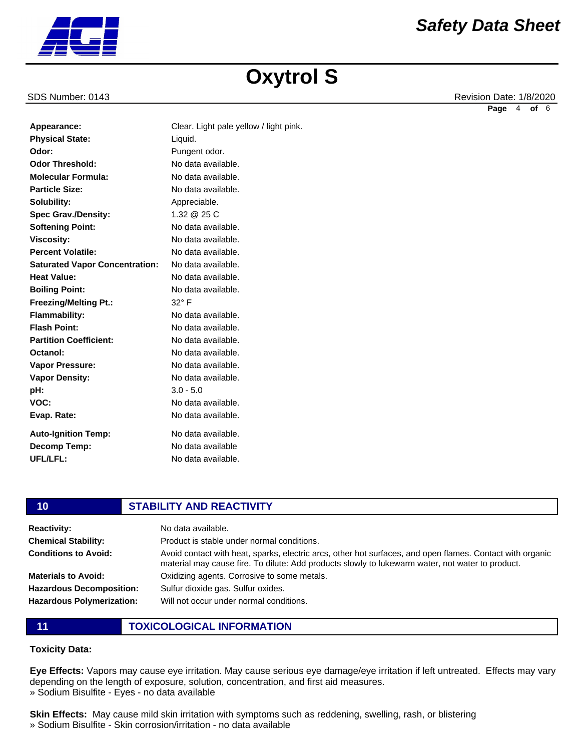| | |
|---|---|
| **Appearance:** | Clear. Light pale yellow / light pink. |
| **Physical State:** | Liquid. |
| **Odor:** | Pungent odor. |
| **Odor Threshold:** | No data available. |
| **Molecular Formula:** | No data available. |
| **Particle Size:** | No data available. |
| **Solubility:** | Appreciable. |
| **Spec Grav./Density:** | 1.32 @ 25 C |
| **Softening Point:** | No data available. |
| **Viscosity:** | No data available. |
| **Percent Volatile:** | No data available. |
| **Saturated Vapor Concentration:** | No data available. |
| **Heat Value:** | No data available. |
| **Boiling Point:** | No data available. |
| **Freezing/Melting Pt.:** | 32° F |
| **Flammability:** | No data available. |
| **Flash Point:** | No data available. |
| **Partition Coefficient:** | No data available. |
| **Octanol:** | No data available. |
| **Vapor Pressure:** | No data available. |
| **Vapor Density:** | No data available. |
| **pH:** | 3.0 - 5.0 |
| **VOC:** | No data available. |
| **Evap. Rate:** | No data available. |
| **Auto-Ignition Temp:** | No data available. |
| **Decomp Temp:** | No data available |
| **UFL/LFL:** | No data available. |

## 10 STABILITY AND REACTIVITY

| | |
|---|---|
| **Reactivity:** | No data available. |
| **Chemical Stability:** | Product is stable under normal conditions. |
| **Conditions to Avoid:** | Avoid contact with heat, sparks, electric arcs, other hot surfaces, and open flames. Contact with organic material may cause fire. To dilute: Add products slowly to lukewarm water, not water to product. |
| **Materials to Avoid:** | Oxidizing agents. Corrosive to some metals. |
| **Hazardous Decomposition:** | Sulfur dioxide gas. Sulfur oxides. |
| **Hazardous Polymerization:** | Will not occur under normal conditions. |

## 11 TOXICOLOGICAL INFORMATION

**Toxicity Data:**

**Eye Effects:** Vapors may cause eye irritation. May cause serious eye damage/eye irritation if left untreated. Effects may vary depending on the length of exposure, solution, concentration, and first aid measures.
» Sodium Bisulfite - Eyes - no data available

**Skin Effects:** May cause mild skin irritation with symptoms such as reddening, swelling, rash, or blistering
» Sodium Bisulfite - Skin corrosion/irritation - no data available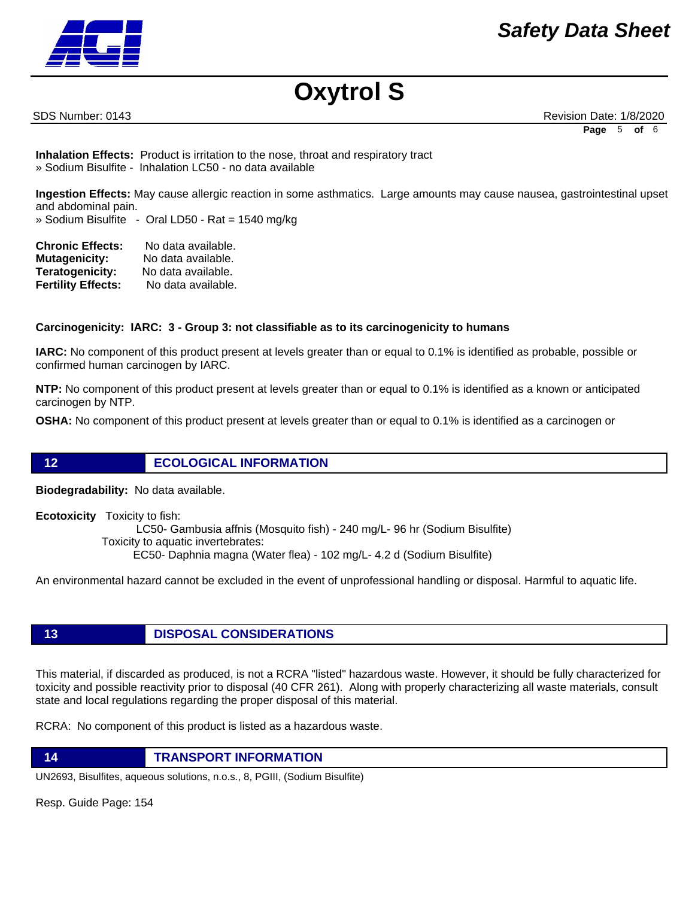**Inhalation Effects:** Product is irritation to the nose, throat and respiratory tract
» Sodium Bisulfite - Inhalation LC50 - no data available

**Ingestion Effects:** May cause allergic reaction in some asthmatics. Large amounts may cause nausea, gastrointestinal upset and abdominal pain.
» Sodium Bisulfite - Oral LD50 - Rat = 1540 mg/kg

**Chronic Effects:** No data available.
**Mutagenicity:** No data available.
**Teratogenicity:** No data available.
**Fertility Effects:** No data available.

**Carcinogenicity: IARC: 3 - Group 3: not classifiable as to its carcinogenicity to humans**

**IARC:** No component of this product present at levels greater than or equal to 0.1% is identified as probable, possible or confirmed human carcinogen by IARC.

**NTP:** No component of this product present at levels greater than or equal to 0.1% is identified as a known or anticipated carcinogen by NTP.

**OSHA:** No component of this product present at levels greater than or equal to 0.1% is identified as a carcinogen or

## 12 ECOLOGICAL INFORMATION

**Biodegradability:** No data available.

**Ecotoxicity** Toxicity to fish:
LC50- Gambusia affnis (Mosquito fish) - 240 mg/L- 96 hr (Sodium Bisulfite)
Toxicity to aquatic invertebrates:
EC50- Daphnia magna (Water flea) - 102 mg/L- 4.2 d (Sodium Bisulfite)

An environmental hazard cannot be excluded in the event of unprofessional handling or disposal. Harmful to aquatic life.

## 13 DISPOSAL CONSIDERATIONS

This material, if discarded as produced, is not a RCRA "listed" hazardous waste. However, it should be fully characterized for toxicity and possible reactivity prior to disposal (40 CFR 261). Along with properly characterizing all waste materials, consult state and local regulations regarding the proper disposal of this material.

RCRA: No component of this product is listed as a hazardous waste.

## 14 TRANSPORT INFORMATION

UN2693, Bisulfites, aqueous solutions, n.o.s., 8, PGIII, (Sodium Bisulfite)

Resp. Guide Page: 154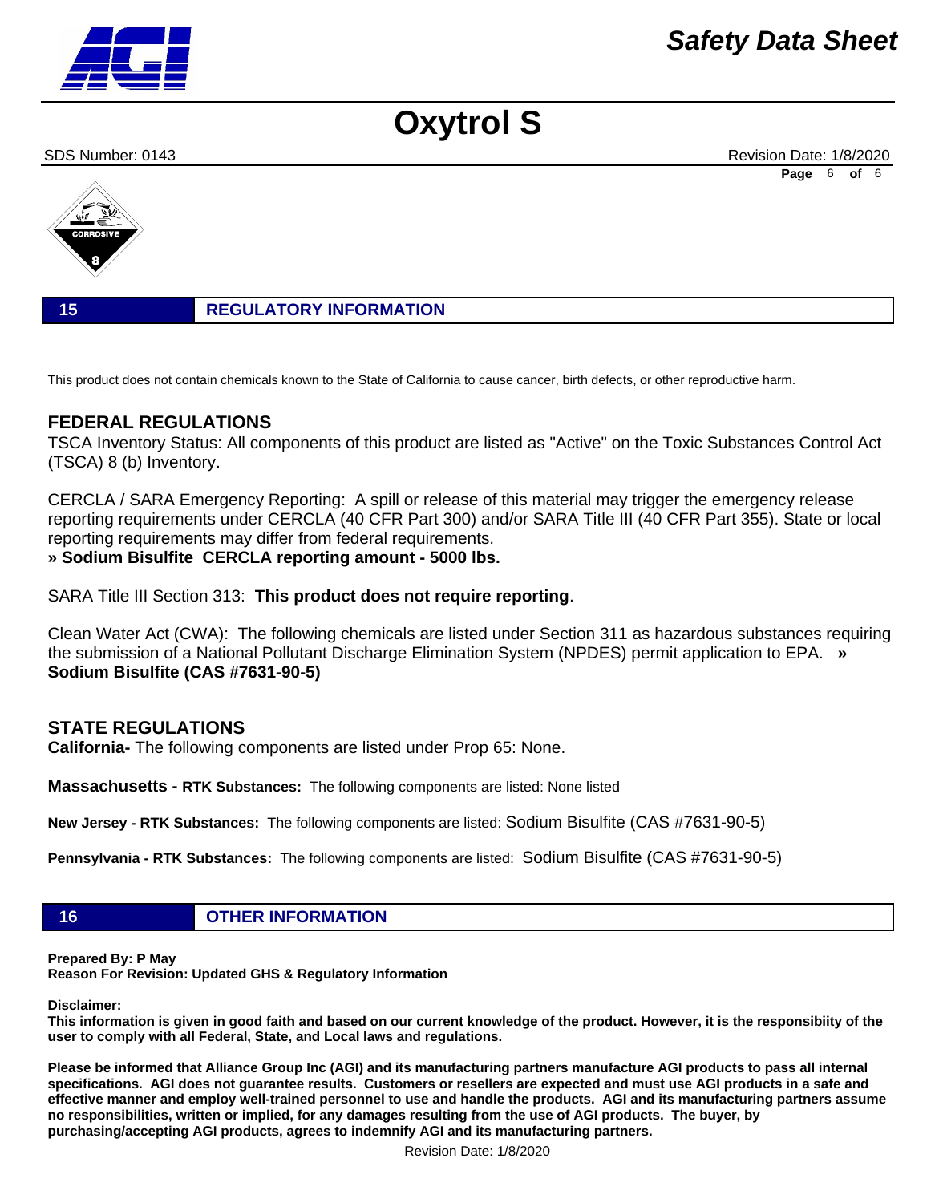## 15 REGULATORY INFORMATION

This product does not contain chemicals known to the State of California to cause cancer, birth defects, or other reproductive harm.

### FEDERAL REGULATIONS

TSCA Inventory Status: All components of this product are listed as "Active" on the Toxic Substances Control Act (TSCA) 8 (b) Inventory.

CERCLA / SARA Emergency Reporting: A spill or release of this material may trigger the emergency release reporting requirements under CERCLA (40 CFR Part 300) and/or SARA Title III (40 CFR Part 355). State or local reporting requirements may differ from federal requirements.
**» Sodium Bisulfite CERCLA reporting amount - 5000 lbs.**

SARA Title III Section 313: **This product does not require reporting**.

Clean Water Act (CWA): The following chemicals are listed under Section 311 as hazardous substances requiring the submission of a National Pollutant Discharge Elimination System (NPDES) permit application to EPA. **» Sodium Bisulfite (CAS #7631-90-5)**

### STATE REGULATIONS

**California-** The following components are listed under Prop 65: None.

**Massachusetts - RTK Substances:** The following components are listed: None listed

**New Jersey - RTK Substances:** The following components are listed: Sodium Bisulfite (CAS #7631-90-5)

**Pennsylvania - RTK Substances:** The following components are listed: Sodium Bisulfite (CAS #7631-90-5)

## 16 OTHER INFORMATION

**Prepared By: P May**
**Reason For Revision: Updated GHS & Regulatory Information**

**Disclaimer:**
**This information is given in good faith and based on our current knowledge of the product. However, it is the responsibiity of the user to comply with all Federal, State, and Local laws and regulations.**

**Please be informed that Alliance Group Inc (AGI) and its manufacturing partners manufacture AGI products to pass all internal specifications. AGI does not guarantee results. Customers or resellers are expected and must use AGI products in a safe and effective manner and employ well-trained personnel to use and handle the products. AGI and its manufacturing partners assume no responsibilities, written or implied, for any damages resulting from the use of AGI products. The buyer, by purchasing/accepting AGI products, agrees to indemnify AGI and its manufacturing partners.**